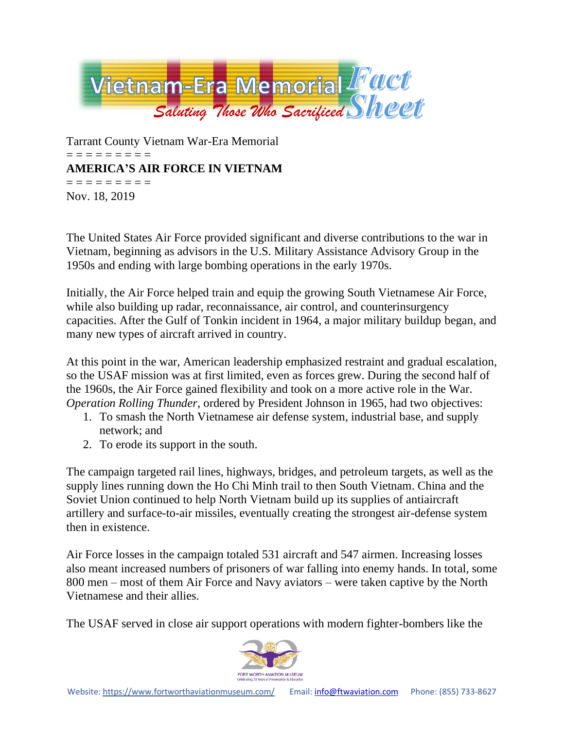Vietnam-Era Memorial Fact Sheet

*Saluting Those Who Sacrificed*

Tarrant County Vietnam War-Era Memorial

= = = = = = = = =

**AMERICA'S AIR FORCE IN VIETNAM**

= = = = = = = = =

Nov. 18, 2019

The United States Air Force provided significant and diverse contributions to the war in Vietnam, beginning as advisors in the U.S. Military Assistance Advisory Group in the 1950s and ending with large bombing operations in the early 1970s.

Initially, the Air Force helped train and equip the growing South Vietnamese Air Force, while also building up radar, reconnaissance, air control, and counterinsurgency capacities. After the Gulf of Tonkin incident in 1964, a major military buildup began, and many new types of aircraft arrived in country.

At this point in the war, American leadership emphasized restraint and gradual escalation, so the USAF mission was at first limited, even as forces grew. During the second half of the 1960s, the Air Force gained flexibility and took on a more active role in the War. *Operation Rolling Thunder*, ordered by President Johnson in 1965, had two objectives:

1. To smash the North Vietnamese air defense system, industrial base, and supply network; and
2. To erode its support in the south.

The campaign targeted rail lines, highways, bridges, and petroleum targets, as well as the supply lines running down the Ho Chi Minh trail to then South Vietnam. China and the Soviet Union continued to help North Vietnam build up its supplies of antiaircraft artillery and surface-to-air missiles, eventually creating the strongest air-defense system then in existence.

Air Force losses in the campaign totaled 531 aircraft and 547 airmen. Increasing losses also meant increased numbers of prisoners of war falling into enemy hands. In total, some 800 men – most of them Air Force and Navy aviators – were taken captive by the North Vietnamese and their allies.

The USAF served in close air support operations with modern fighter-bombers like the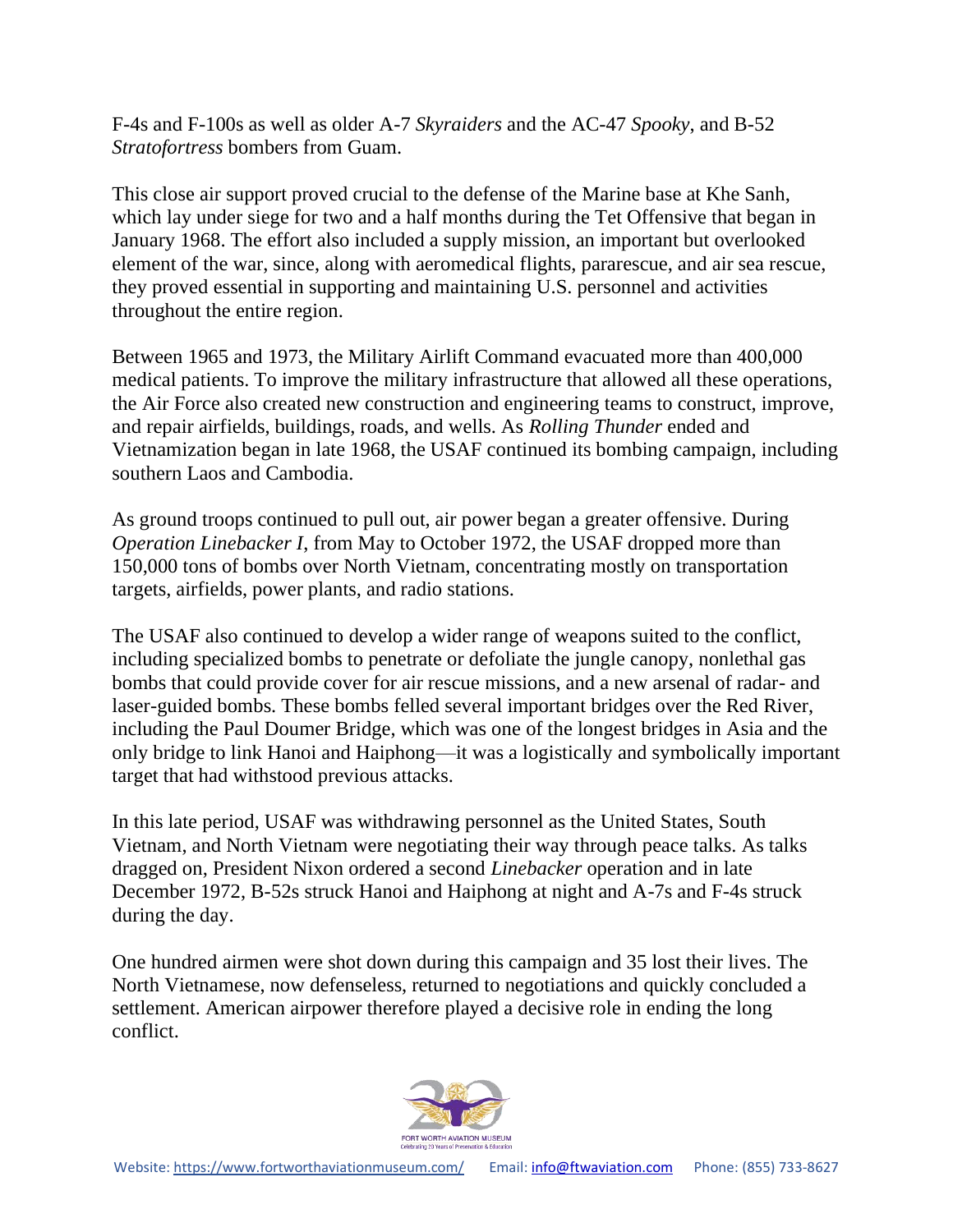F-4s and F-100s as well as older A-7 *Skyraiders* and the AC-47 *Spooky*, and B-52 *Stratofortress* bombers from Guam.

This close air support proved crucial to the defense of the Marine base at Khe Sanh, which lay under siege for two and a half months during the Tet Offensive that began in January 1968. The effort also included a supply mission, an important but overlooked element of the war, since, along with aeromedical flights, pararescue, and air sea rescue, they proved essential in supporting and maintaining U.S. personnel and activities throughout the entire region.

Between 1965 and 1973, the Military Airlift Command evacuated more than 400,000 medical patients. To improve the military infrastructure that allowed all these operations, the Air Force also created new construction and engineering teams to construct, improve, and repair airfields, buildings, roads, and wells. As *Rolling Thunder* ended and Vietnamization began in late 1968, the USAF continued its bombing campaign, including southern Laos and Cambodia.

As ground troops continued to pull out, air power began a greater offensive. During *Operation Linebacker I*, from May to October 1972, the USAF dropped more than 150,000 tons of bombs over North Vietnam, concentrating mostly on transportation targets, airfields, power plants, and radio stations.

The USAF also continued to develop a wider range of weapons suited to the conflict, including specialized bombs to penetrate or defoliate the jungle canopy, nonlethal gas bombs that could provide cover for air rescue missions, and a new arsenal of radar- and laser-guided bombs. These bombs felled several important bridges over the Red River, including the Paul Doumer Bridge, which was one of the longest bridges in Asia and the only bridge to link Hanoi and Haiphong—it was a logistically and symbolically important target that had withstood previous attacks.

In this late period, USAF was withdrawing personnel as the United States, South Vietnam, and North Vietnam were negotiating their way through peace talks. As talks dragged on, President Nixon ordered a second *Linebacker* operation and in late December 1972, B-52s struck Hanoi and Haiphong at night and A-7s and F-4s struck during the day.

One hundred airmen were shot down during this campaign and 35 lost their lives. The North Vietnamese, now defenseless, returned to negotiations and quickly concluded a settlement. American airpower therefore played a decisive role in ending the long conflict.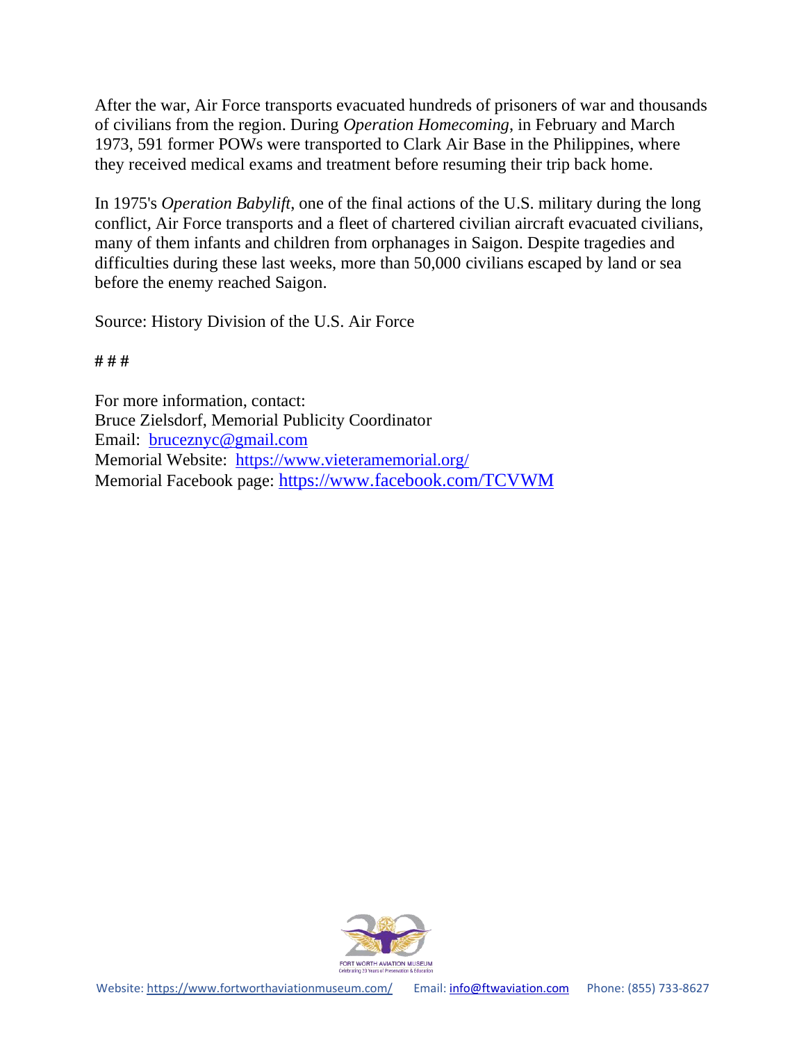After the war, Air Force transports evacuated hundreds of prisoners of war and thousands of civilians from the region. During *Operation Homecoming*, in February and March 1973, 591 former POWs were transported to Clark Air Base in the Philippines, where they received medical exams and treatment before resuming their trip back home.

In 1975's *Operation Babylift*, one of the final actions of the U.S. military during the long conflict, Air Force transports and a fleet of chartered civilian aircraft evacuated civilians, many of them infants and children from orphanages in Saigon. Despite tragedies and difficulties during these last weeks, more than 50,000 civilians escaped by land or sea before the enemy reached Saigon.

Source: History Division of the U.S. Air Force

# # #

For more information, contact:
Bruce Zielsdorf, Memorial Publicity Coordinator
Email: bruceznyc@gmail.com
Memorial Website: https://www.vieteramemorial.org/
Memorial Facebook page: https://www.facebook.com/TCVWM